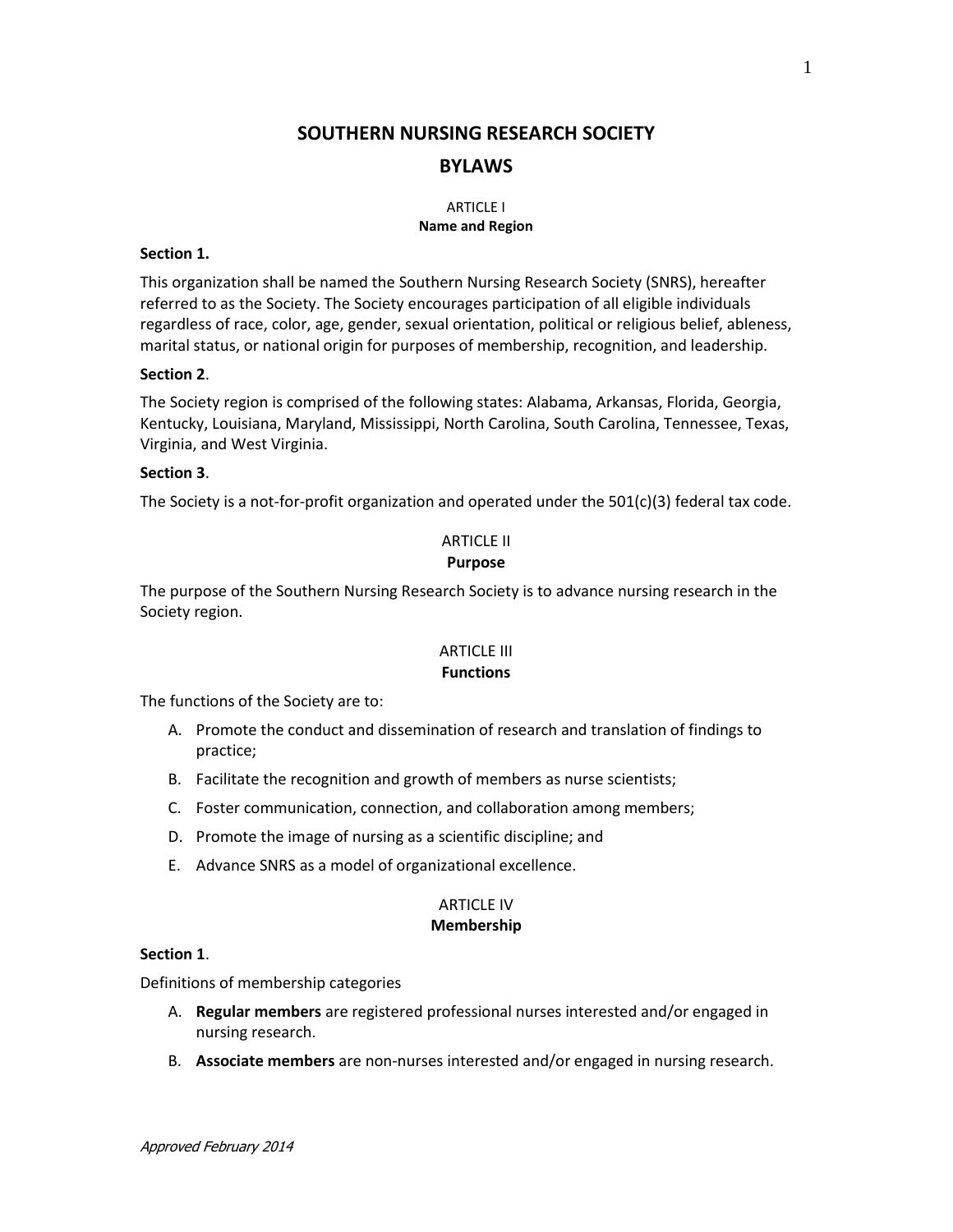# SOUTHERN NURSING RESEARCH SOCIETY

# BYLAWS

## ARTICLE I
### Name and Region

**Section 1.**

This organization shall be named the Southern Nursing Research Society (SNRS), hereafter referred to as the Society. The Society encourages participation of all eligible individuals regardless of race, color, age, gender, sexual orientation, political or religious belief, ableness, marital status, or national origin for purposes of membership, recognition, and leadership.

**Section 2**.

The Society region is comprised of the following states: Alabama, Arkansas, Florida, Georgia, Kentucky, Louisiana, Maryland, Mississippi, North Carolina, South Carolina, Tennessee, Texas, Virginia, and West Virginia.

**Section 3**.

The Society is a not-for-profit organization and operated under the 501(c)(3) federal tax code.

## ARTICLE II
### Purpose

The purpose of the Southern Nursing Research Society is to advance nursing research in the Society region.

## ARTICLE III
### Functions

The functions of the Society are to:

A. Promote the conduct and dissemination of research and translation of findings to practice;

B. Facilitate the recognition and growth of members as nurse scientists;

C. Foster communication, connection, and collaboration among members;

D. Promote the image of nursing as a scientific discipline; and

E. Advance SNRS as a model of organizational excellence.

## ARTICLE IV
### Membership

**Section 1**.

Definitions of membership categories

A. **Regular members** are registered professional nurses interested and/or engaged in nursing research.

B. **Associate members** are non-nurses interested and/or engaged in nursing research.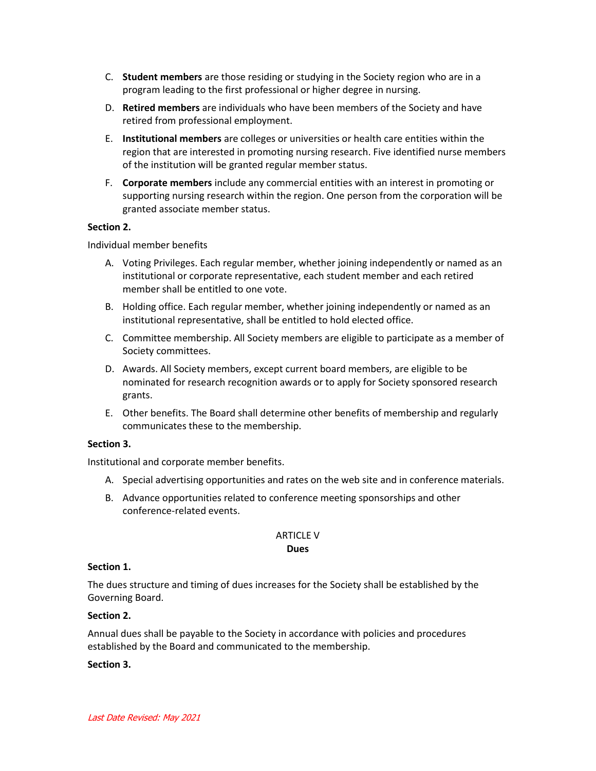C. **Student members** are those residing or studying in the Society region who are in a program leading to the first professional or higher degree in nursing.

D. **Retired members** are individuals who have been members of the Society and have retired from professional employment.

E. **Institutional members** are colleges or universities or health care entities within the region that are interested in promoting nursing research. Five identified nurse members of the institution will be granted regular member status.

F. **Corporate members** include any commercial entities with an interest in promoting or supporting nursing research within the region. One person from the corporation will be granted associate member status.

**Section 2.**

Individual member benefits

A. Voting Privileges. Each regular member, whether joining independently or named as an institutional or corporate representative, each student member and each retired member shall be entitled to one vote.

B. Holding office. Each regular member, whether joining independently or named as an institutional representative, shall be entitled to hold elected office.

C. Committee membership. All Society members are eligible to participate as a member of Society committees.

D. Awards. All Society members, except current board members, are eligible to be nominated for research recognition awards or to apply for Society sponsored research grants.

E. Other benefits. The Board shall determine other benefits of membership and regularly communicates these to the membership.

**Section 3.**

Institutional and corporate member benefits.

A. Special advertising opportunities and rates on the web site and in conference materials.

B. Advance opportunities related to conference meeting sponsorships and other conference-related events.

## ARTICLE V
## **Dues**

**Section 1.**

The dues structure and timing of dues increases for the Society shall be established by the Governing Board.

**Section 2.**

Annual dues shall be payable to the Society in accordance with policies and procedures established by the Board and communicated to the membership.

**Section 3.**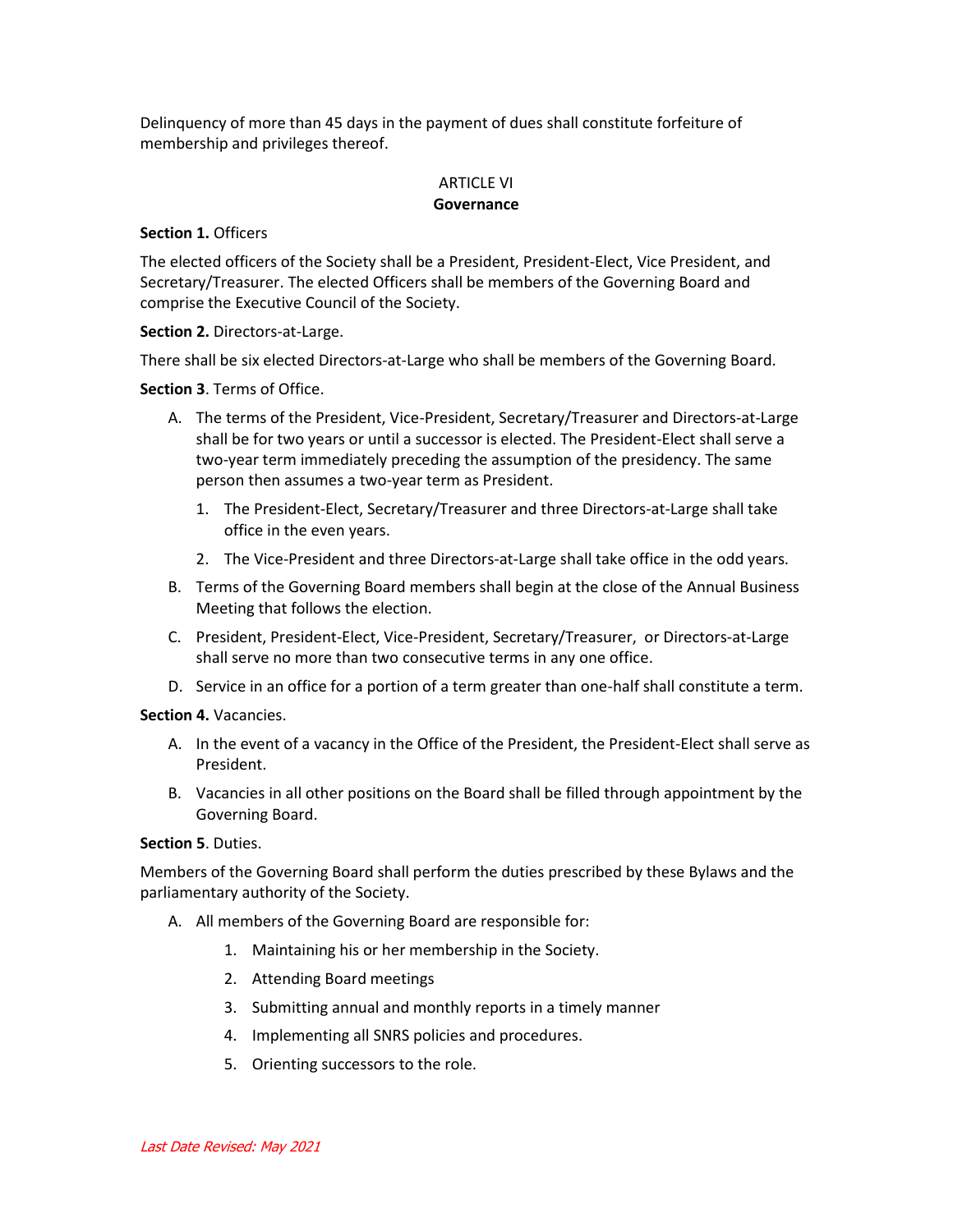Delinquency of more than 45 days in the payment of dues shall constitute forfeiture of membership and privileges thereof.

## ARTICLE VI
## Governance

**Section 1.** Officers

The elected officers of the Society shall be a President, President-Elect, Vice President, and Secretary/Treasurer. The elected Officers shall be members of the Governing Board and comprise the Executive Council of the Society.

**Section 2.** Directors-at-Large.

There shall be six elected Directors-at-Large who shall be members of the Governing Board.

**Section 3**. Terms of Office.

A. The terms of the President, Vice-President, Secretary/Treasurer and Directors-at-Large shall be for two years or until a successor is elected. The President-Elect shall serve a two-year term immediately preceding the assumption of the presidency. The same person then assumes a two-year term as President.
   1. The President-Elect, Secretary/Treasurer and three Directors-at-Large shall take office in the even years.
   2. The Vice-President and three Directors-at-Large shall take office in the odd years.

B. Terms of the Governing Board members shall begin at the close of the Annual Business Meeting that follows the election.

C. President, President-Elect, Vice-President, Secretary/Treasurer, or Directors-at-Large shall serve no more than two consecutive terms in any one office.

D. Service in an office for a portion of a term greater than one-half shall constitute a term.

**Section 4.** Vacancies.

A. In the event of a vacancy in the Office of the President, the President-Elect shall serve as President.

B. Vacancies in all other positions on the Board shall be filled through appointment by the Governing Board.

**Section 5**. Duties.

Members of the Governing Board shall perform the duties prescribed by these Bylaws and the parliamentary authority of the Society.

A. All members of the Governing Board are responsible for:
   1. Maintaining his or her membership in the Society.
   2. Attending Board meetings
   3. Submitting annual and monthly reports in a timely manner
   4. Implementing all SNRS policies and procedures.
   5. Orienting successors to the role.

*Last Date Revised: May 2021*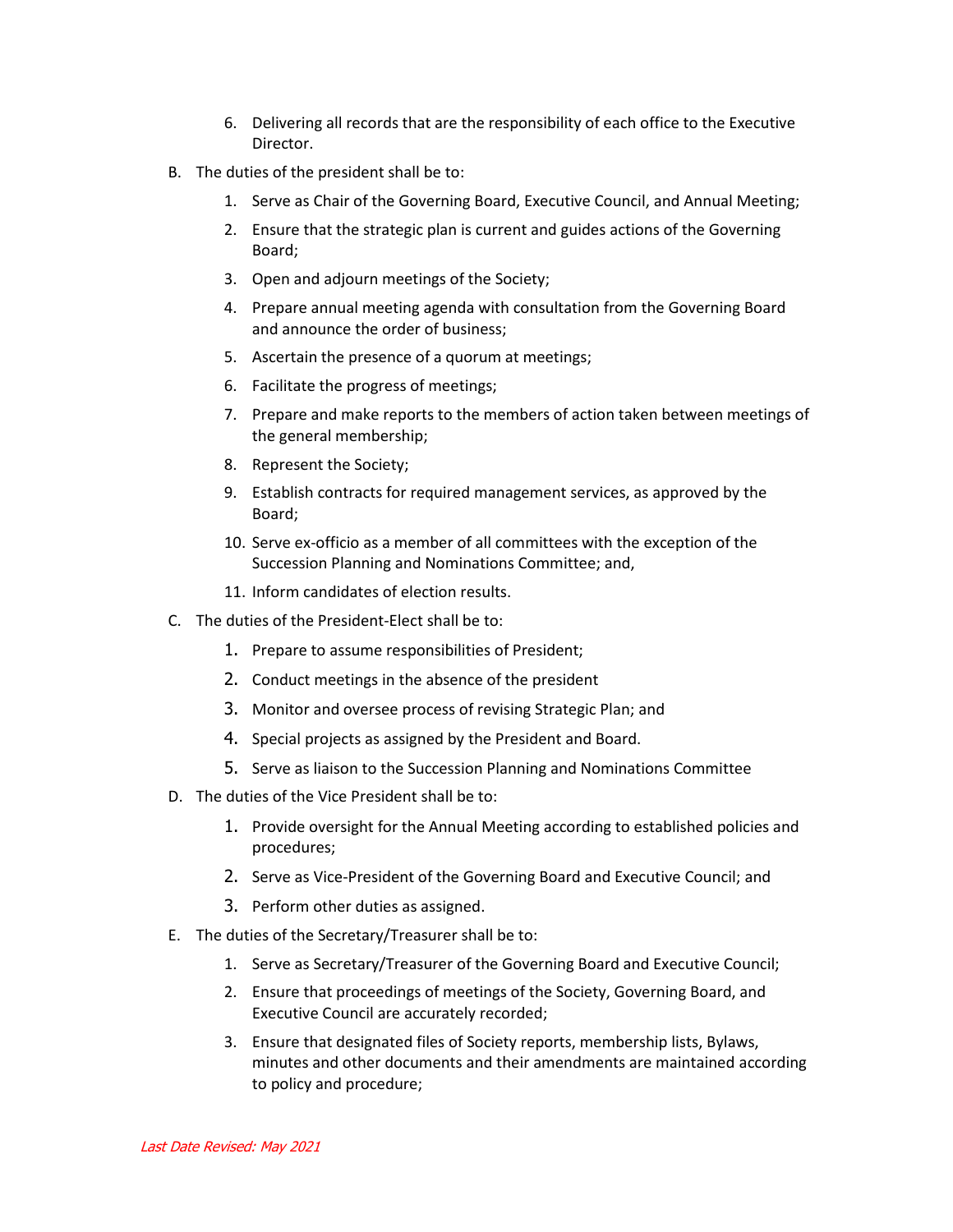6. Delivering all records that are the responsibility of each office to the Executive Director.

B. The duties of the president shall be to:

1. Serve as Chair of the Governing Board, Executive Council, and Annual Meeting;
2. Ensure that the strategic plan is current and guides actions of the Governing Board;
3. Open and adjourn meetings of the Society;
4. Prepare annual meeting agenda with consultation from the Governing Board and announce the order of business;
5. Ascertain the presence of a quorum at meetings;
6. Facilitate the progress of meetings;
7. Prepare and make reports to the members of action taken between meetings of the general membership;
8. Represent the Society;
9. Establish contracts for required management services, as approved by the Board;
10. Serve ex-officio as a member of all committees with the exception of the Succession Planning and Nominations Committee; and,
11. Inform candidates of election results.

C. The duties of the President-Elect shall be to:

1. Prepare to assume responsibilities of President;
2. Conduct meetings in the absence of the president
3. Monitor and oversee process of revising Strategic Plan; and
4. Special projects as assigned by the President and Board.
5. Serve as liaison to the Succession Planning and Nominations Committee

D. The duties of the Vice President shall be to:

1. Provide oversight for the Annual Meeting according to established policies and procedures;
2. Serve as Vice-President of the Governing Board and Executive Council; and
3. Perform other duties as assigned.

E. The duties of the Secretary/Treasurer shall be to:

1. Serve as Secretary/Treasurer of the Governing Board and Executive Council;
2. Ensure that proceedings of meetings of the Society, Governing Board, and Executive Council are accurately recorded;
3. Ensure that designated files of Society reports, membership lists, Bylaws, minutes and other documents and their amendments are maintained according to policy and procedure;

*Last Date Revised: May 2021*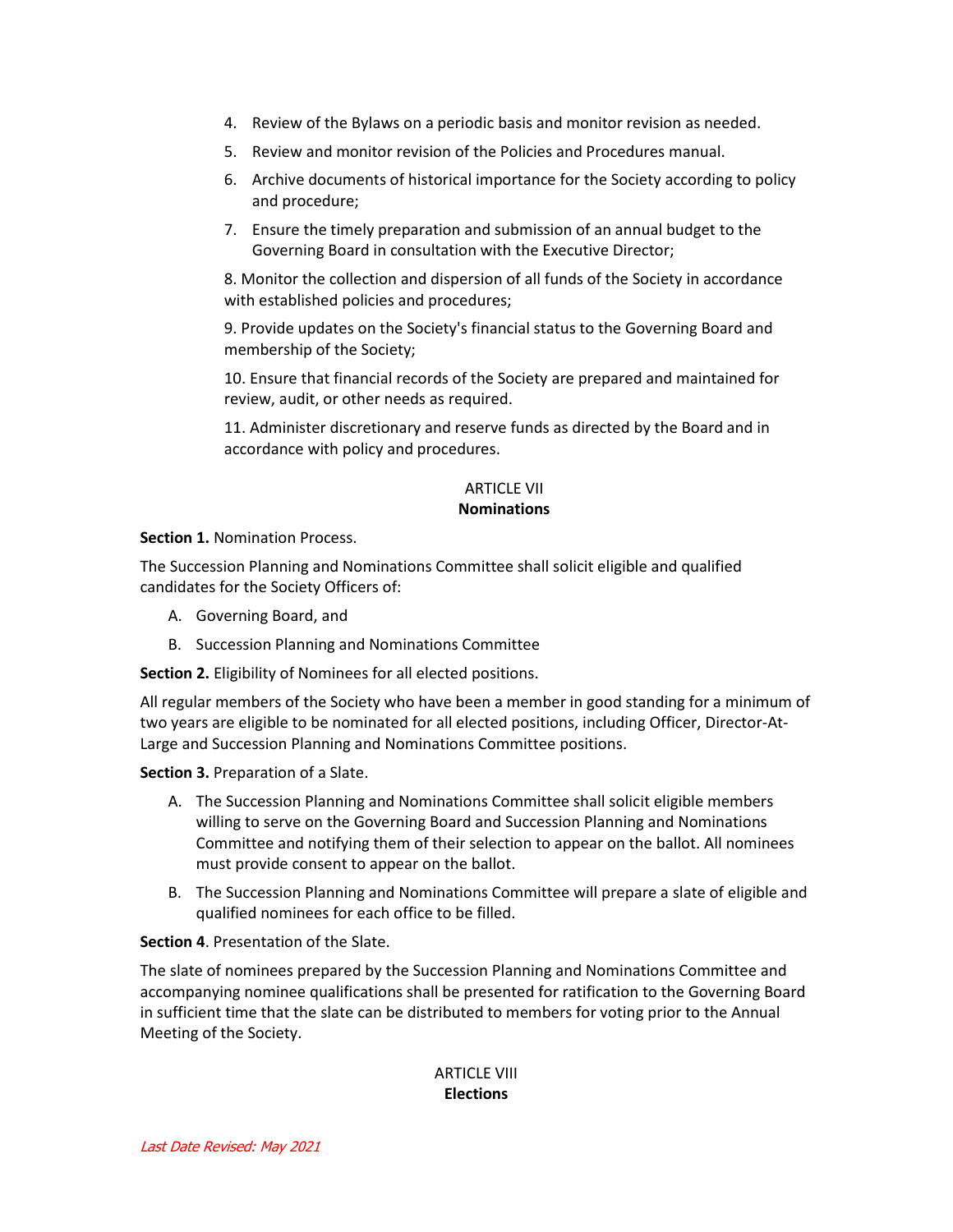4. Review of the Bylaws on a periodic basis and monitor revision as needed.
5. Review and monitor revision of the Policies and Procedures manual.
6. Archive documents of historical importance for the Society according to policy and procedure;
7. Ensure the timely preparation and submission of an annual budget to the Governing Board in consultation with the Executive Director;
8. Monitor the collection and dispersion of all funds of the Society in accordance with established policies and procedures;
9. Provide updates on the Society's financial status to the Governing Board and membership of the Society;
10. Ensure that financial records of the Society are prepared and maintained for review, audit, or other needs as required.
11. Administer discretionary and reserve funds as directed by the Board and in accordance with policy and procedures.

## ARTICLE VII
## **Nominations**

**Section 1.** Nomination Process.

The Succession Planning and Nominations Committee shall solicit eligible and qualified candidates for the Society Officers of:

A. Governing Board, and
B. Succession Planning and Nominations Committee

**Section 2.** Eligibility of Nominees for all elected positions.

All regular members of the Society who have been a member in good standing for a minimum of two years are eligible to be nominated for all elected positions, including Officer, Director-At-Large and Succession Planning and Nominations Committee positions.

**Section 3.** Preparation of a Slate.

A. The Succession Planning and Nominations Committee shall solicit eligible members willing to serve on the Governing Board and Succession Planning and Nominations Committee and notifying them of their selection to appear on the ballot. All nominees must provide consent to appear on the ballot.
B. The Succession Planning and Nominations Committee will prepare a slate of eligible and qualified nominees for each office to be filled.

**Section 4**. Presentation of the Slate.

The slate of nominees prepared by the Succession Planning and Nominations Committee and accompanying nominee qualifications shall be presented for ratification to the Governing Board in sufficient time that the slate can be distributed to members for voting prior to the Annual Meeting of the Society.

## ARTICLE VIII
## **Elections**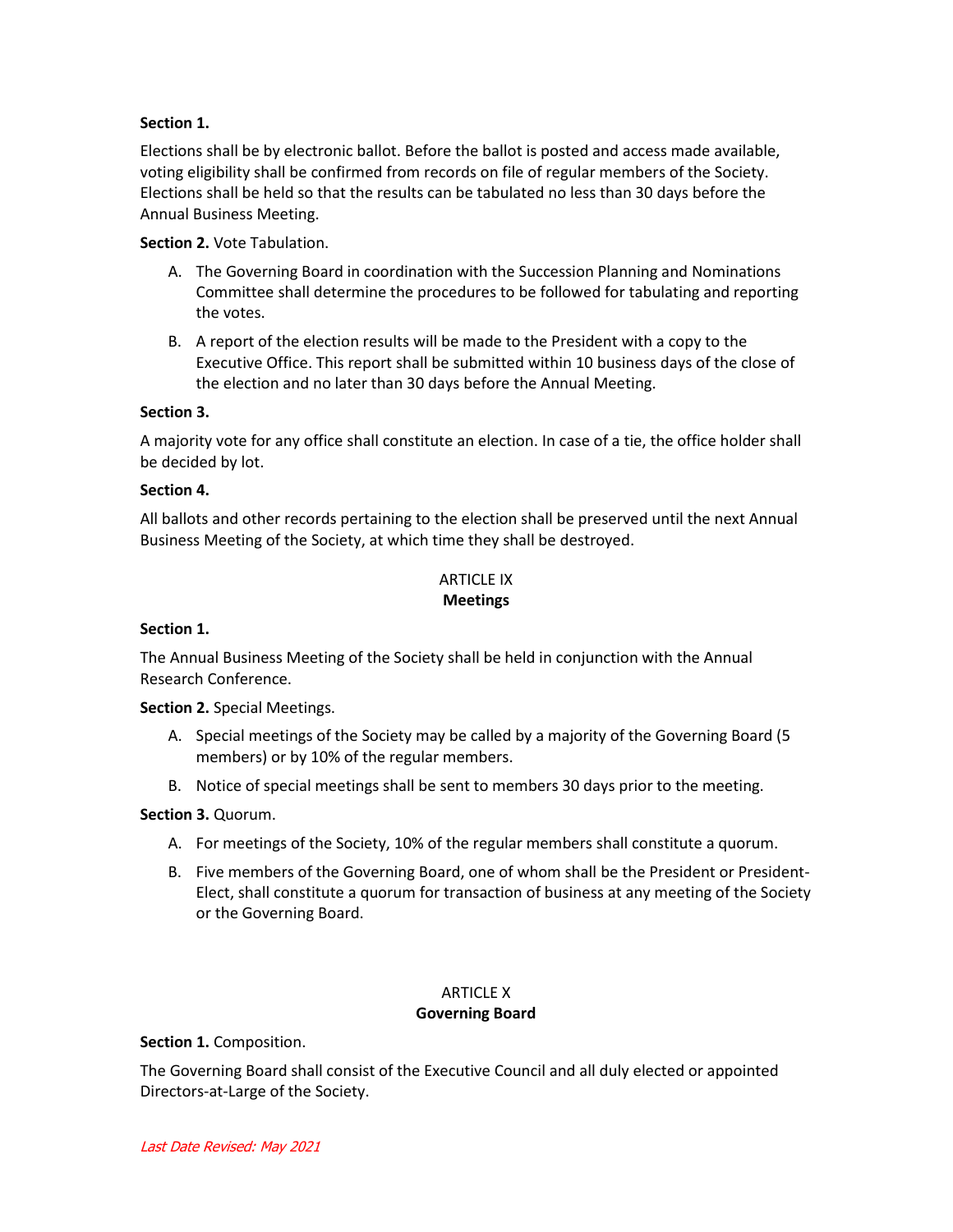**Section 1.**

Elections shall be by electronic ballot. Before the ballot is posted and access made available, voting eligibility shall be confirmed from records on file of regular members of the Society. Elections shall be held so that the results can be tabulated no less than 30 days before the Annual Business Meeting.

**Section 2.** Vote Tabulation.

A. The Governing Board in coordination with the Succession Planning and Nominations Committee shall determine the procedures to be followed for tabulating and reporting the votes.

B. A report of the election results will be made to the President with a copy to the Executive Office. This report shall be submitted within 10 business days of the close of the election and no later than 30 days before the Annual Meeting.

**Section 3.**

A majority vote for any office shall constitute an election. In case of a tie, the office holder shall be decided by lot.

**Section 4.**

All ballots and other records pertaining to the election shall be preserved until the next Annual Business Meeting of the Society, at which time they shall be destroyed.

## ARTICLE IX
## Meetings

**Section 1.**

The Annual Business Meeting of the Society shall be held in conjunction with the Annual Research Conference.

**Section 2.** Special Meetings.

A. Special meetings of the Society may be called by a majority of the Governing Board (5 members) or by 10% of the regular members.

B. Notice of special meetings shall be sent to members 30 days prior to the meeting.

**Section 3.** Quorum.

A. For meetings of the Society, 10% of the regular members shall constitute a quorum.

B. Five members of the Governing Board, one of whom shall be the President or President-Elect, shall constitute a quorum for transaction of business at any meeting of the Society or the Governing Board.

## ARTICLE X
## Governing Board

**Section 1.** Composition.

The Governing Board shall consist of the Executive Council and all duly elected or appointed Directors-at-Large of the Society.

*Last Date Revised: May 2021*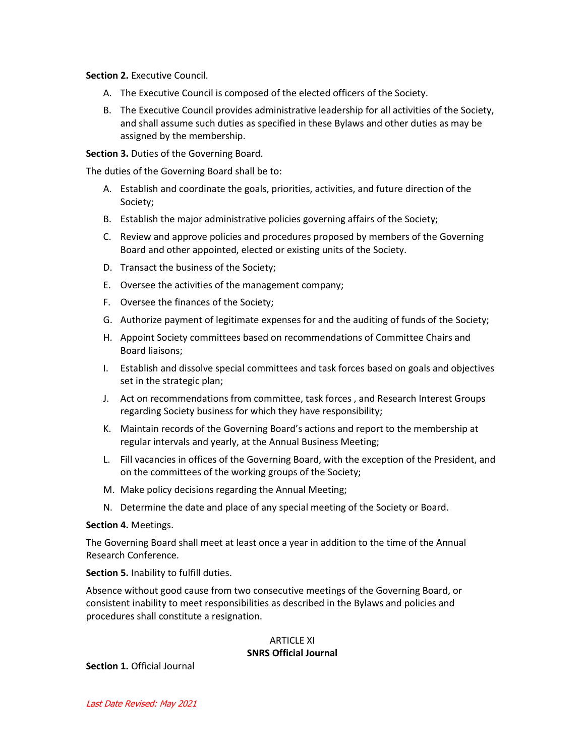**Section 2.** Executive Council.

A. The Executive Council is composed of the elected officers of the Society.

B. The Executive Council provides administrative leadership for all activities of the Society, and shall assume such duties as specified in these Bylaws and other duties as may be assigned by the membership.

**Section 3.** Duties of the Governing Board.

The duties of the Governing Board shall be to:

A. Establish and coordinate the goals, priorities, activities, and future direction of the Society;

B. Establish the major administrative policies governing affairs of the Society;

C. Review and approve policies and procedures proposed by members of the Governing Board and other appointed, elected or existing units of the Society.

D. Transact the business of the Society;

E. Oversee the activities of the management company;

F. Oversee the finances of the Society;

G. Authorize payment of legitimate expenses for and the auditing of funds of the Society;

H. Appoint Society committees based on recommendations of Committee Chairs and Board liaisons;

I. Establish and dissolve special committees and task forces based on goals and objectives set in the strategic plan;

J. Act on recommendations from committee, task forces , and Research Interest Groups regarding Society business for which they have responsibility;

K. Maintain records of the Governing Board's actions and report to the membership at regular intervals and yearly, at the Annual Business Meeting;

L. Fill vacancies in offices of the Governing Board, with the exception of the President, and on the committees of the working groups of the Society;

M. Make policy decisions regarding the Annual Meeting;

N. Determine the date and place of any special meeting of the Society or Board.

**Section 4.** Meetings.

The Governing Board shall meet at least once a year in addition to the time of the Annual Research Conference.

**Section 5.** Inability to fulfill duties.

Absence without good cause from two consecutive meetings of the Governing Board, or consistent inability to meet responsibilities as described in the Bylaws and policies and procedures shall constitute a resignation.

## ARTICLE XI
## SNRS Official Journal

**Section 1.** Official Journal

*Last Date Revised: May 2021*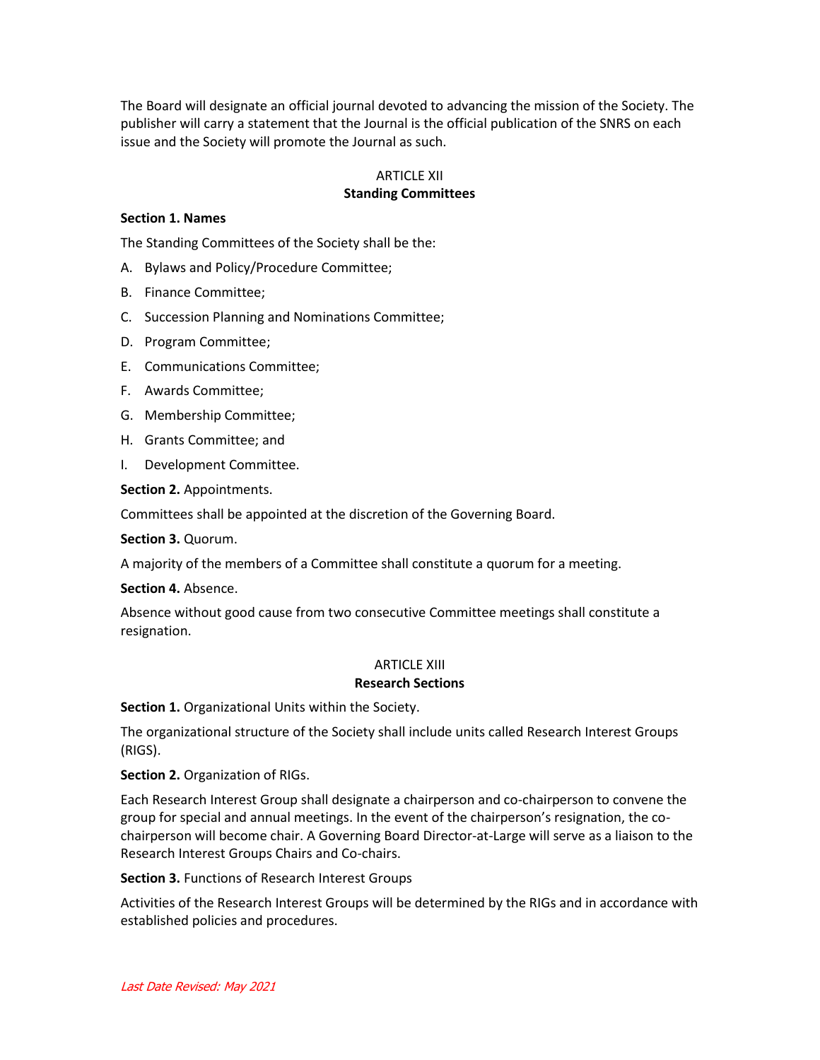The Board will designate an official journal devoted to advancing the mission of the Society. The publisher will carry a statement that the Journal is the official publication of the SNRS on each issue and the Society will promote the Journal as such.

## ARTICLE XII
## Standing Committees

**Section 1. Names**

The Standing Committees of the Society shall be the:

A. Bylaws and Policy/Procedure Committee;

B. Finance Committee;

C. Succession Planning and Nominations Committee;

D. Program Committee;

E. Communications Committee;

F. Awards Committee;

G. Membership Committee;

H. Grants Committee; and

I. Development Committee.

**Section 2.** Appointments.

Committees shall be appointed at the discretion of the Governing Board.

**Section 3.** Quorum.

A majority of the members of a Committee shall constitute a quorum for a meeting.

**Section 4.** Absence.

Absence without good cause from two consecutive Committee meetings shall constitute a resignation.

## ARTICLE XIII
## Research Sections

**Section 1.** Organizational Units within the Society.

The organizational structure of the Society shall include units called Research Interest Groups (RIGS).

**Section 2.** Organization of RIGs.

Each Research Interest Group shall designate a chairperson and co-chairperson to convene the group for special and annual meetings. In the event of the chairperson's resignation, the co-chairperson will become chair. A Governing Board Director-at-Large will serve as a liaison to the Research Interest Groups Chairs and Co-chairs.

**Section 3.** Functions of Research Interest Groups

Activities of the Research Interest Groups will be determined by the RIGs and in accordance with established policies and procedures.

*Last Date Revised: May 2021*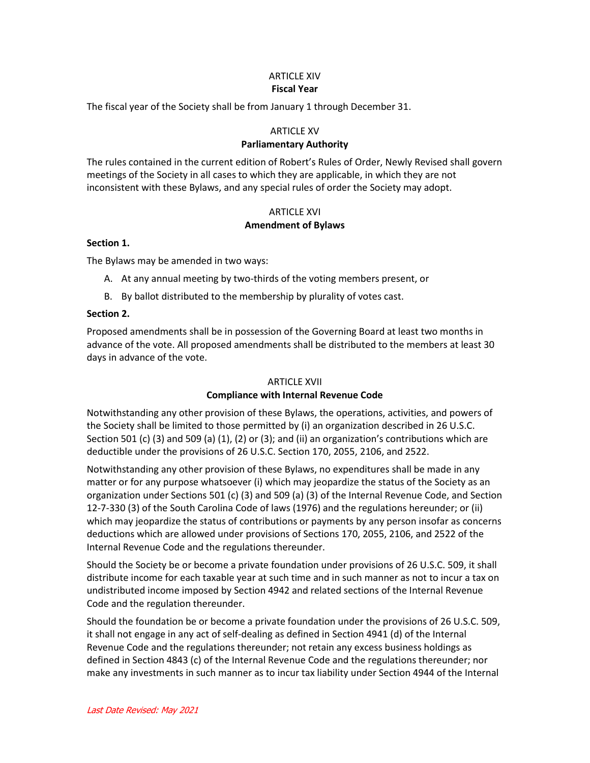## ARTICLE XIV
**Fiscal Year**

The fiscal year of the Society shall be from January 1 through December 31.

## ARTICLE XV
**Parliamentary Authority**

The rules contained in the current edition of Robert's Rules of Order, Newly Revised shall govern meetings of the Society in all cases to which they are applicable, in which they are not inconsistent with these Bylaws, and any special rules of order the Society may adopt.

## ARTICLE XVI
**Amendment of Bylaws**

**Section 1.**

The Bylaws may be amended in two ways:

A. At any annual meeting by two-thirds of the voting members present, or

B. By ballot distributed to the membership by plurality of votes cast.

**Section 2.**

Proposed amendments shall be in possession of the Governing Board at least two months in advance of the vote. All proposed amendments shall be distributed to the members at least 30 days in advance of the vote.

## ARTICLE XVII
**Compliance with Internal Revenue Code**

Notwithstanding any other provision of these Bylaws, the operations, activities, and powers of the Society shall be limited to those permitted by (i) an organization described in 26 U.S.C. Section 501 (c) (3) and 509 (a) (1), (2) or (3); and (ii) an organization's contributions which are deductible under the provisions of 26 U.S.C. Section 170, 2055, 2106, and 2522.

Notwithstanding any other provision of these Bylaws, no expenditures shall be made in any matter or for any purpose whatsoever (i) which may jeopardize the status of the Society as an organization under Sections 501 (c) (3) and 509 (a) (3) of the Internal Revenue Code, and Section 12-7-330 (3) of the South Carolina Code of laws (1976) and the regulations hereunder; or (ii) which may jeopardize the status of contributions or payments by any person insofar as concerns deductions which are allowed under provisions of Sections 170, 2055, 2106, and 2522 of the Internal Revenue Code and the regulations thereunder.

Should the Society be or become a private foundation under provisions of 26 U.S.C. 509, it shall distribute income for each taxable year at such time and in such manner as not to incur a tax on undistributed income imposed by Section 4942 and related sections of the Internal Revenue Code and the regulation thereunder.

Should the foundation be or become a private foundation under the provisions of 26 U.S.C. 509, it shall not engage in any act of self-dealing as defined in Section 4941 (d) of the Internal Revenue Code and the regulations thereunder; not retain any excess business holdings as defined in Section 4843 (c) of the Internal Revenue Code and the regulations thereunder; nor make any investments in such manner as to incur tax liability under Section 4944 of the Internal

*Last Date Revised: May 2021*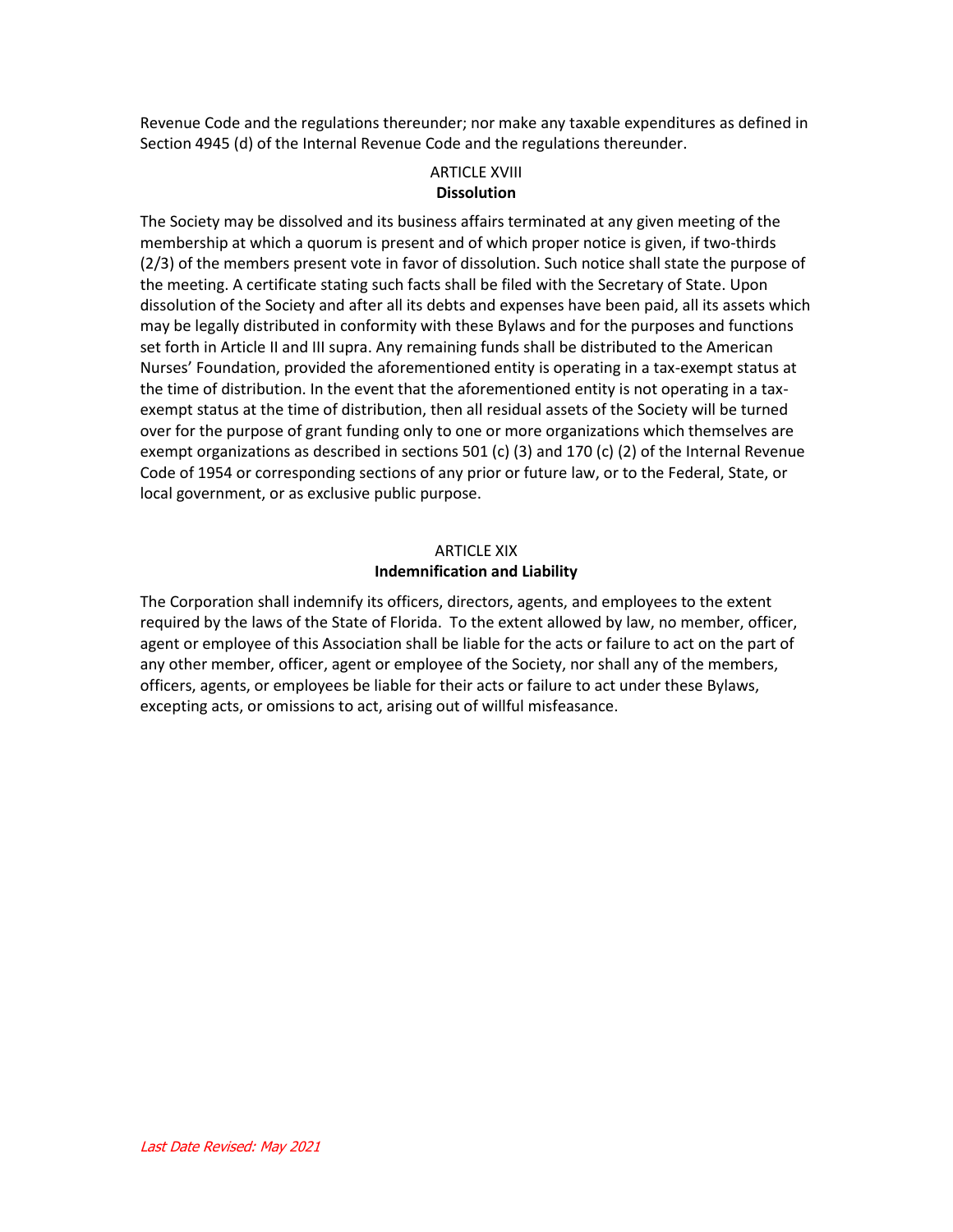Revenue Code and the regulations thereunder; nor make any taxable expenditures as defined in Section 4945 (d) of the Internal Revenue Code and the regulations thereunder.

## ARTICLE XVIII
## **Dissolution**

The Society may be dissolved and its business affairs terminated at any given meeting of the membership at which a quorum is present and of which proper notice is given, if two-thirds (2/3) of the members present vote in favor of dissolution. Such notice shall state the purpose of the meeting. A certificate stating such facts shall be filed with the Secretary of State. Upon dissolution of the Society and after all its debts and expenses have been paid, all its assets which may be legally distributed in conformity with these Bylaws and for the purposes and functions set forth in Article II and III supra. Any remaining funds shall be distributed to the American Nurses' Foundation, provided the aforementioned entity is operating in a tax-exempt status at the time of distribution. In the event that the aforementioned entity is not operating in a tax-exempt status at the time of distribution, then all residual assets of the Society will be turned over for the purpose of grant funding only to one or more organizations which themselves are exempt organizations as described in sections 501 (c) (3) and 170 (c) (2) of the Internal Revenue Code of 1954 or corresponding sections of any prior or future law, or to the Federal, State, or local government, or as exclusive public purpose.

## ARTICLE XIX
## **Indemnification and Liability**

The Corporation shall indemnify its officers, directors, agents, and employees to the extent required by the laws of the State of Florida. To the extent allowed by law, no member, officer, agent or employee of this Association shall be liable for the acts or failure to act on the part of any other member, officer, agent or employee of the Society, nor shall any of the members, officers, agents, or employees be liable for their acts or failure to act under these Bylaws, excepting acts, or omissions to act, arising out of willful misfeasance.

*Last Date Revised: May 2021*